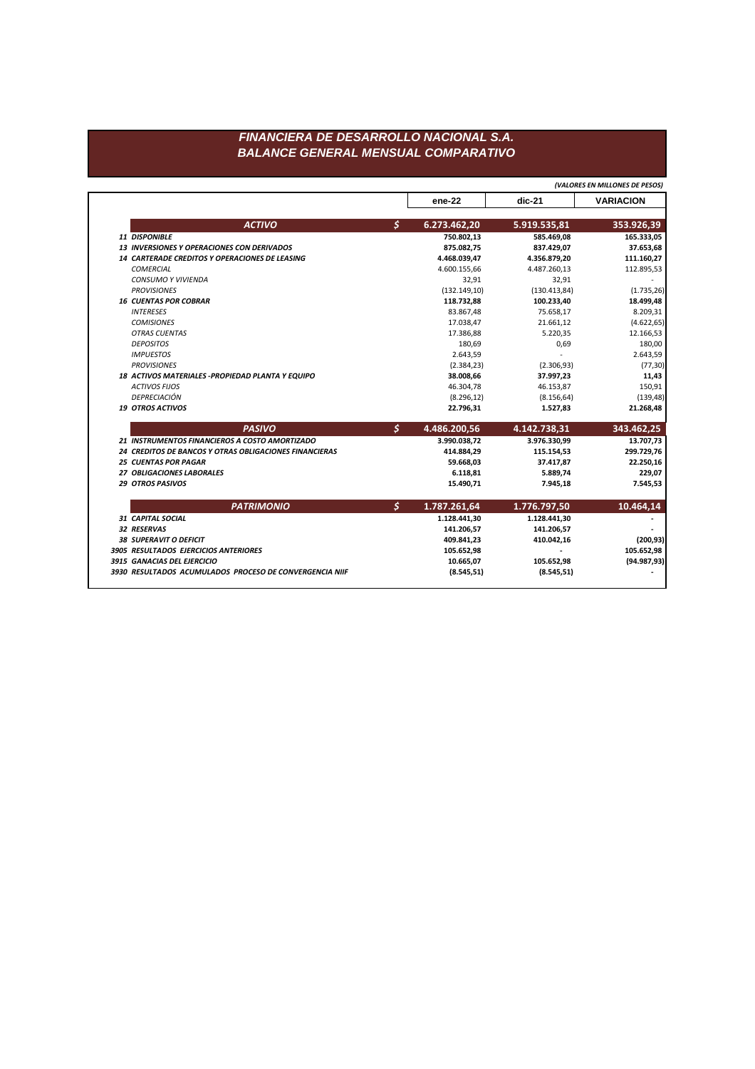# FINANCIERA DE DESARROLLO NACIONAL S.A.
## BALANCE GENERAL MENSUAL COMPARATIVO

*(VALORES EN MILLONES DE PESOS)*

| | | ene-22 | dic-21 | VARIACION |
|---|---|---|---|---|
| **ACTIVO** | $ | **6.273.462,20** | **5.919.535,81** | **353.926,39** |
| ***11 DISPONIBLE*** | | **750.802,13** | **585.469,08** | **165.333,05** |
| ***13 INVERSIONES Y OPERACIONES CON DERIVADOS*** | | **875.082,75** | **837.429,07** | **37.653,68** |
| ***14 CARTERADE CREDITOS Y OPERACIONES DE LEASING*** | | **4.468.039,47** | **4.356.879,20** | **111.160,27** |
| *COMERCIAL* | | 4.600.155,66 | 4.487.260,13 | 112.895,53 |
| *CONSUMO Y VIVIENDA* | | 32,91 | 32,91 | - |
| *PROVISIONES* | | (132.149,10) | (130.413,84) | (1.735,26) |
| ***16 CUENTAS POR COBRAR*** | | **118.732,88** | **100.233,40** | **18.499,48** |
| *INTERESES* | | 83.867,48 | 75.658,17 | 8.209,31 |
| *COMISIONES* | | 17.038,47 | 21.661,12 | (4.622,65) |
| *OTRAS CUENTAS* | | 17.386,88 | 5.220,35 | 12.166,53 |
| *DEPOSITOS* | | 180,69 | 0,69 | 180,00 |
| *IMPUESTOS* | | 2.643,59 | - | 2.643,59 |
| *PROVISIONES* | | (2.384,23) | (2.306,93) | (77,30) |
| ***18 ACTIVOS MATERIALES -PROPIEDAD PLANTA Y EQUIPO*** | | **38.008,66** | **37.997,23** | **11,43** |
| *ACTIVOS FIJOS* | | 46.304,78 | 46.153,87 | 150,91 |
| *DEPRECIACIÓN* | | (8.296,12) | (8.156,64) | (139,48) |
| ***19 OTROS ACTIVOS*** | | **22.796,31** | **1.527,83** | **21.268,48** |
| **PASIVO** | $ | **4.486.200,56** | **4.142.738,31** | **343.462,25** |
| ***21 INSTRUMENTOS FINANCIEROS A COSTO AMORTIZADO*** | | **3.990.038,72** | **3.976.330,99** | **13.707,73** |
| ***24 CREDITOS DE BANCOS Y OTRAS OBLIGACIONES FINANCIERAS*** | | **414.884,29** | **115.154,53** | **299.729,76** |
| ***25 CUENTAS POR PAGAR*** | | **59.668,03** | **37.417,87** | **22.250,16** |
| ***27 OBLIGACIONES LABORALES*** | | **6.118,81** | **5.889,74** | **229,07** |
| ***29 OTROS PASIVOS*** | | **15.490,71** | **7.945,18** | **7.545,53** |
| **PATRIMONIO** | $ | **1.787.261,64** | **1.776.797,50** | **10.464,14** |
| ***31 CAPITAL SOCIAL*** | | **1.128.441,30** | **1.128.441,30** | **-** |
| ***32 RESERVAS*** | | **141.206,57** | **141.206,57** | **-** |
| ***38 SUPERAVIT O DEFICIT*** | | **409.841,23** | **410.042,16** | **(200,93)** |
| ***3905 RESULTADOS EJERCICIOS ANTERIORES*** | | **105.652,98** | **-** | **105.652,98** |
| ***3915 GANACIAS DEL EJERCICIO*** | | **10.665,07** | **105.652,98** | **(94.987,93)** |
| ***3930 RESULTADOS ACUMULADOS PROCESO DE CONVERGENCIA NIIF*** | | **(8.545,51)** | **(8.545,51)** | **-** |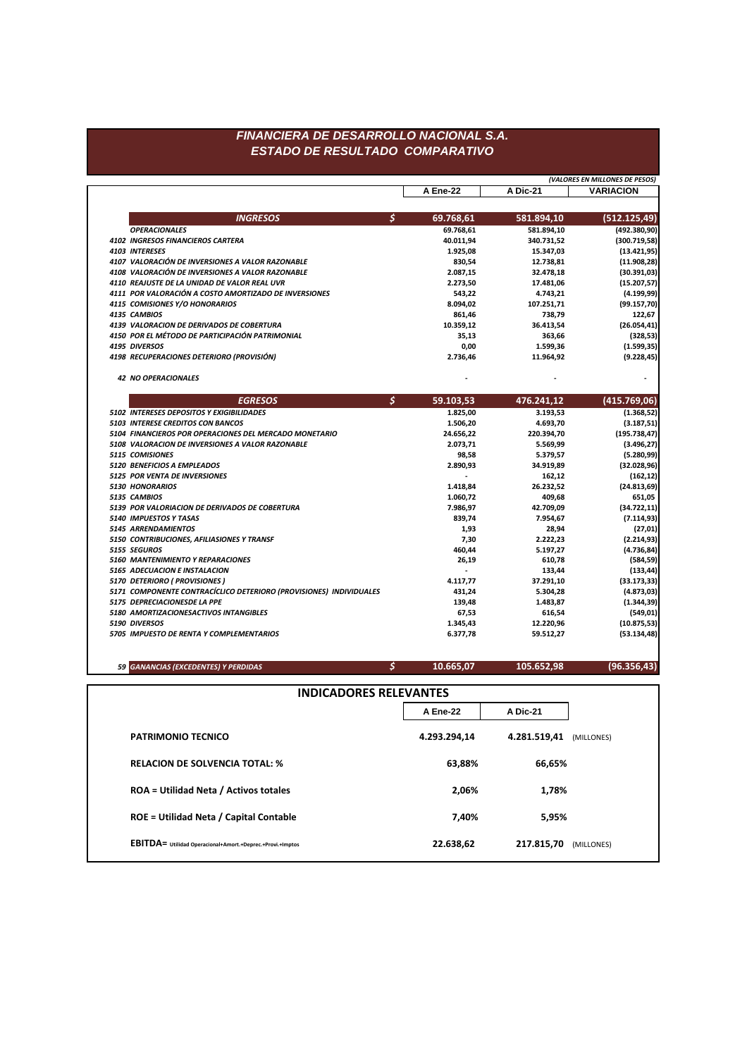# FINANCIERA DE DESARROLLO NACIONAL S.A.
## ESTADO DE RESULTADO COMPARATIVO

*(VALORES EN MILLONES DE PESOS)*

| | | A Ene-22 | A Dic-21 | VARIACION |
|---|---|---|---|---|
| **INGRESOS** | **$** | **69.768,61** | **581.894,10** | **(512.125,49)** |
| *OPERACIONALES* | | 69.768,61 | 581.894,10 | (492.380,90) |
| *4102 INGRESOS FINANCIEROS CARTERA* | | 40.011,94 | 340.731,52 | (300.719,58) |
| *4103 INTERESES* | | 1.925,08 | 15.347,03 | (13.421,95) |
| *4107 VALORACIÓN DE INVERSIONES A VALOR RAZONABLE* | | 830,54 | 12.738,81 | (11.908,28) |
| *4108 VALORACIÓN DE INVERSIONES A VALOR RAZONABLE* | | 2.087,15 | 32.478,18 | (30.391,03) |
| *4110 REAJUSTE DE LA UNIDAD DE VALOR REAL UVR* | | 2.273,50 | 17.481,06 | (15.207,57) |
| *4111 POR VALORACIÓN A COSTO AMORTIZADO DE INVERSIONES* | | 543,22 | 4.743,21 | (4.199,99) |
| *4115 COMISIONES Y/O HONORARIOS* | | 8.094,02 | 107.251,71 | (99.157,70) |
| *4135 CAMBIOS* | | 861,46 | 738,79 | 122,67 |
| *4139 VALORACION DE DERIVADOS DE COBERTURA* | | 10.359,12 | 36.413,54 | (26.054,41) |
| *4150 POR EL MÉTODO DE PARTICIPACIÓN PATRIMONIAL* | | 35,13 | 363,66 | (328,53) |
| *4195 DIVERSOS* | | 0,00 | 1.599,36 | (1.599,35) |
| *4198 RECUPERACIONES DETERIORO (PROVISIÓN)* | | 2.736,46 | 11.964,92 | (9.228,45) |
| *42 NO OPERACIONALES* | | - | - | - |
| **EGRESOS** | **$** | **59.103,53** | **476.241,12** | **(415.769,06)** |
| *5102 INTERESES DEPOSITOS Y EXIGIBILIDADES* | | 1.825,00 | 3.193,53 | (1.368,52) |
| *5103 INTERESE CREDITOS CON BANCOS* | | 1.506,20 | 4.693,70 | (3.187,51) |
| *5104 FINANCIEROS POR OPERACIONES DEL MERCADO MONETARIO* | | 24.656,22 | 220.394,70 | (195.738,47) |
| *5108 VALORACION DE INVERSIONES A VALOR RAZONABLE* | | 2.073,71 | 5.569,99 | (3.496,27) |
| *5115 COMISIONES* | | 98,58 | 5.379,57 | (5.280,99) |
| *5120 BENEFICIOS A EMPLEADOS* | | 2.890,93 | 34.919,89 | (32.028,96) |
| *5125 POR VENTA DE INVERSIONES* | | - | 162,12 | (162,12) |
| *5130 HONORARIOS* | | 1.418,84 | 26.232,52 | (24.813,69) |
| *5135 CAMBIOS* | | 1.060,72 | 409,68 | 651,05 |
| *5139 POR VALORIACION DE DERIVADOS DE COBERTURA* | | 7.986,97 | 42.709,09 | (34.722,11) |
| *5140 IMPUESTOS Y TASAS* | | 839,74 | 7.954,67 | (7.114,93) |
| *5145 ARRENDAMIENTOS* | | 1,93 | 28,94 | (27,01) |
| *5150 CONTRIBUCIONES, AFILIASIONES Y TRANSF* | | 7,30 | 2.222,23 | (2.214,93) |
| *5155 SEGUROS* | | 460,44 | 5.197,27 | (4.736,84) |
| *5160 MANTENIMIENTO Y REPARACIONES* | | 26,19 | 610,78 | (584,59) |
| *5165 ADECUACION E INSTALACION* | | - | 133,44 | (133,44) |
| *5170 DETERIORO ( PROVISIONES )* | | 4.117,77 | 37.291,10 | (33.173,33) |
| *5171 COMPONENTE CONTRACÍCLICO DETERIORO (PROVISIONES) INDIVIDUALES* | | 431,24 | 5.304,28 | (4.873,03) |
| *5175 DEPRECIACIONESDE LA PPE* | | 139,48 | 1.483,87 | (1.344,39) |
| *5180 AMORTIZACIONESACTIVOS INTANGIBLES* | | 67,53 | 616,54 | (549,01) |
| *5190 DIVERSOS* | | 1.345,43 | 12.220,96 | (10.875,53) |
| *5705 IMPUESTO DE RENTA Y COMPLEMENTARIOS* | | 6.377,78 | 59.512,27 | (53.134,48) |
| *59 GANANCIAS (EXCEDENTES) Y PERDIDAS* | **$** | **10.665,07** | **105.652,98** | **(96.356,43)** |

## INDICADORES RELEVANTES

| | A Ene-22 | A Dic-21 | |
|---|---|---|---|
| **PATRIMONIO TECNICO** | **4.293.294,14** | **4.281.519,41** | (MILLONES) |
| **RELACION DE SOLVENCIA TOTAL: %** | **63,88%** | **66,65%** | |
| **ROA = Utilidad Neta / Activos totales** | **2,06%** | **1,78%** | |
| **ROE = Utilidad Neta / Capital Contable** | **7,40%** | **5,95%** | |
| **EBITDA=** Utilidad Operacional+Amort.+Deprec.+Provi.+Imptos | **22.638,62** | **217.815,70** | (MILLONES) |